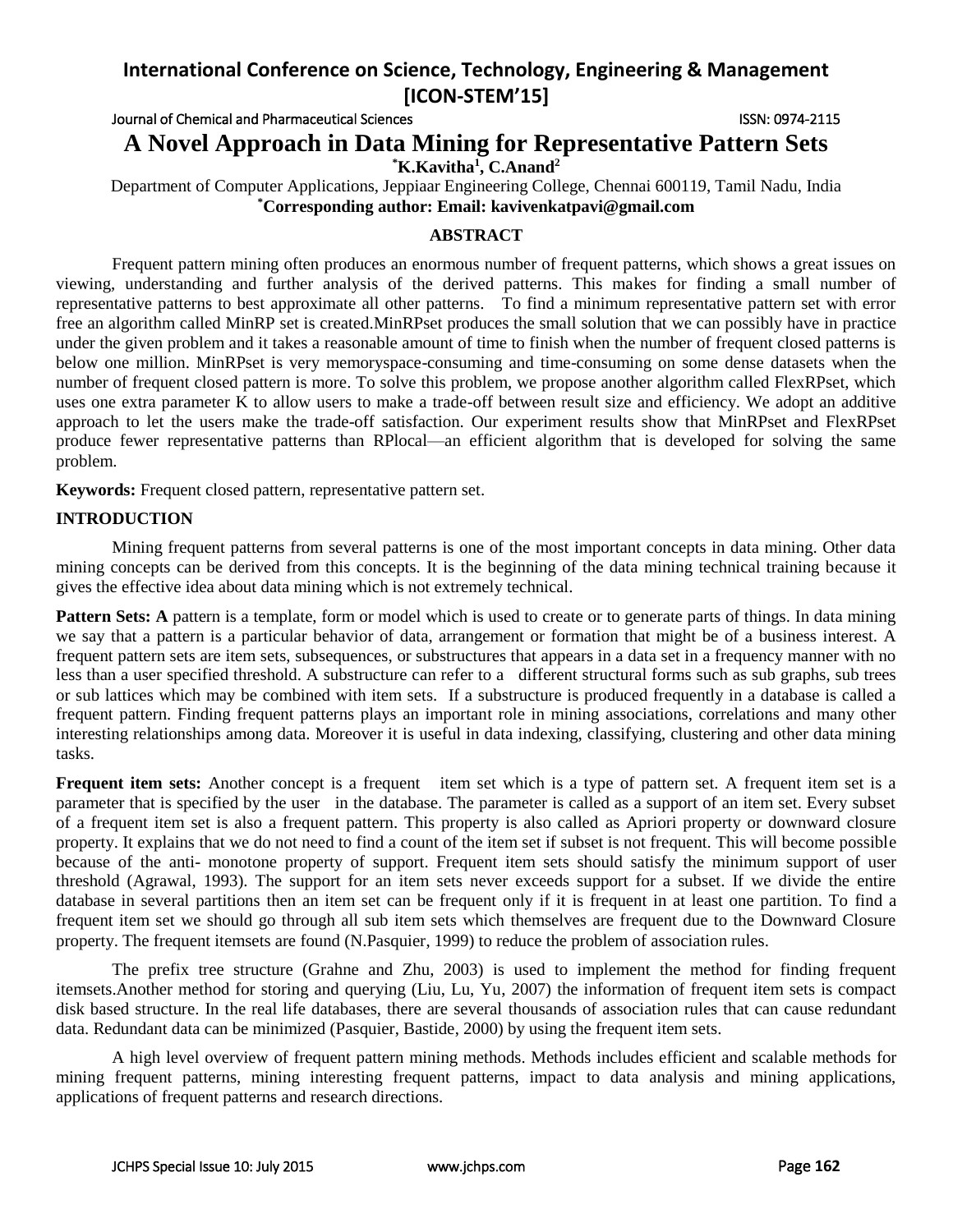# A Novel Approach in Data Mining for Representative Pattern Sets

**\*K.Kavitha[1], C.Anand[2]**

Department of Computer Applications, Jeppiaar Engineering College, Chennai 600119, Tamil Nadu, India

**\*Corresponding author: Email: kavivenkatpavi@gmail.com**

## ABSTRACT

Frequent pattern mining often produces an enormous number of frequent patterns, which shows a great issues on viewing, understanding and further analysis of the derived patterns. This makes for finding a small number of representative patterns to best approximate all other patterns. To find a minimum representative pattern set with error free an algorithm called MinRP set is created.MinRPset produces the small solution that we can possibly have in practice under the given problem and it takes a reasonable amount of time to finish when the number of frequent closed patterns is below one million. MinRPset is very memoryspace-consuming and time-consuming on some dense datasets when the number of frequent closed pattern is more. To solve this problem, we propose another algorithm called FlexRPset, which uses one extra parameter K to allow users to make a trade-off between result size and efficiency. We adopt an additive approach to let the users make the trade-off satisfaction. Our experiment results show that MinRPset and FlexRPset produce fewer representative patterns than RPlocal—an efficient algorithm that is developed for solving the same problem.

**Keywords:** Frequent closed pattern, representative pattern set.

## INTRODUCTION

Mining frequent patterns from several patterns is one of the most important concepts in data mining. Other data mining concepts can be derived from this concepts. It is the beginning of the data mining technical training because it gives the effective idea about data mining which is not extremely technical.

**Pattern Sets: A** pattern is a template, form or model which is used to create or to generate parts of things. In data mining we say that a pattern is a particular behavior of data, arrangement or formation that might be of a business interest. A frequent pattern sets are item sets, subsequences, or substructures that appears in a data set in a frequency manner with no less than a user specified threshold. A substructure can refer to a different structural forms such as sub graphs, sub trees or sub lattices which may be combined with item sets. If a substructure is produced frequently in a database is called a frequent pattern. Finding frequent patterns plays an important role in mining associations, correlations and many other interesting relationships among data. Moreover it is useful in data indexing, classifying, clustering and other data mining tasks.

**Frequent item sets:** Another concept is a frequent item set which is a type of pattern set. A frequent item set is a parameter that is specified by the user in the database. The parameter is called as a support of an item set. Every subset of a frequent item set is also a frequent pattern. This property is also called as Apriori property or downward closure property. It explains that we do not need to find a count of the item set if subset is not frequent. This will become possible because of the anti- monotone property of support. Frequent item sets should satisfy the minimum support of user threshold (Agrawal, 1993). The support for an item sets never exceeds support for a subset. If we divide the entire database in several partitions then an item set can be frequent only if it is frequent in at least one partition. To find a frequent item set we should go through all sub item sets which themselves are frequent due to the Downward Closure property. The frequent itemsets are found (N.Pasquier, 1999) to reduce the problem of association rules.

The prefix tree structure (Grahne and Zhu, 2003) is used to implement the method for finding frequent itemsets.Another method for storing and querying (Liu, Lu, Yu, 2007) the information of frequent item sets is compact disk based structure. In the real life databases, there are several thousands of association rules that can cause redundant data. Redundant data can be minimized (Pasquier, Bastide, 2000) by using the frequent item sets.

A high level overview of frequent pattern mining methods. Methods includes efficient and scalable methods for mining frequent patterns, mining interesting frequent patterns, impact to data analysis and mining applications, applications of frequent patterns and research directions.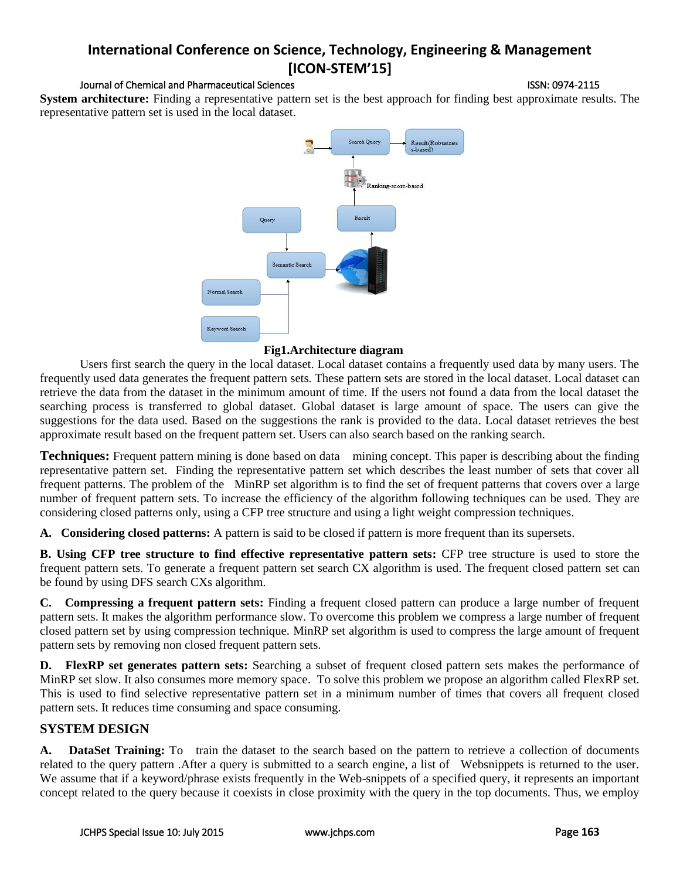**System architecture:** Finding a representative pattern set is the best approach for finding best approximate results. The representative pattern set is used in the local dataset.

**Fig1.Architecture diagram**

Users first search the query in the local dataset. Local dataset contains a frequently used data by many users. The frequently used data generates the frequent pattern sets. These pattern sets are stored in the local dataset. Local dataset can retrieve the data from the dataset in the minimum amount of time. If the users not found a data from the local dataset the searching process is transferred to global dataset. Global dataset is large amount of space. The users can give the suggestions for the data used. Based on the suggestions the rank is provided to the data. Local dataset retrieves the best approximate result based on the frequent pattern set. Users can also search based on the ranking search.

**Techniques:** Frequent pattern mining is done based on data mining concept. This paper is describing about the finding representative pattern set. Finding the representative pattern set which describes the least number of sets that cover all frequent patterns. The problem of the MinRP set algorithm is to find the set of frequent patterns that covers over a large number of frequent pattern sets. To increase the efficiency of the algorithm following techniques can be used. They are considering closed patterns only, using a CFP tree structure and using a light weight compression techniques.

**A. Considering closed patterns:** A pattern is said to be closed if pattern is more frequent than its supersets.

**B. Using CFP tree structure to find effective representative pattern sets:** CFP tree structure is used to store the frequent pattern sets. To generate a frequent pattern set search CX algorithm is used. The frequent closed pattern set can be found by using DFS search CXs algorithm.

**C. Compressing a frequent pattern sets:** Finding a frequent closed pattern can produce a large number of frequent pattern sets. It makes the algorithm performance slow. To overcome this problem we compress a large number of frequent closed pattern set by using compression technique. MinRP set algorithm is used to compress the large amount of frequent pattern sets by removing non closed frequent pattern sets.

**D. FlexRP set generates pattern sets:** Searching a subset of frequent closed pattern sets makes the performance of MinRP set slow. It also consumes more memory space. To solve this problem we propose an algorithm called FlexRP set. This is used to find selective representative pattern set in a minimum number of times that covers all frequent closed pattern sets. It reduces time consuming and space consuming.

## SYSTEM DESIGN

**A. DataSet Training:** To train the dataset to the search based on the pattern to retrieve a collection of documents related to the query pattern .After a query is submitted to a search engine, a list of Websnippets is returned to the user. We assume that if a keyword/phrase exists frequently in the Web-snippets of a specified query, it represents an important concept related to the query because it coexists in close proximity with the query in the top documents. Thus, we employ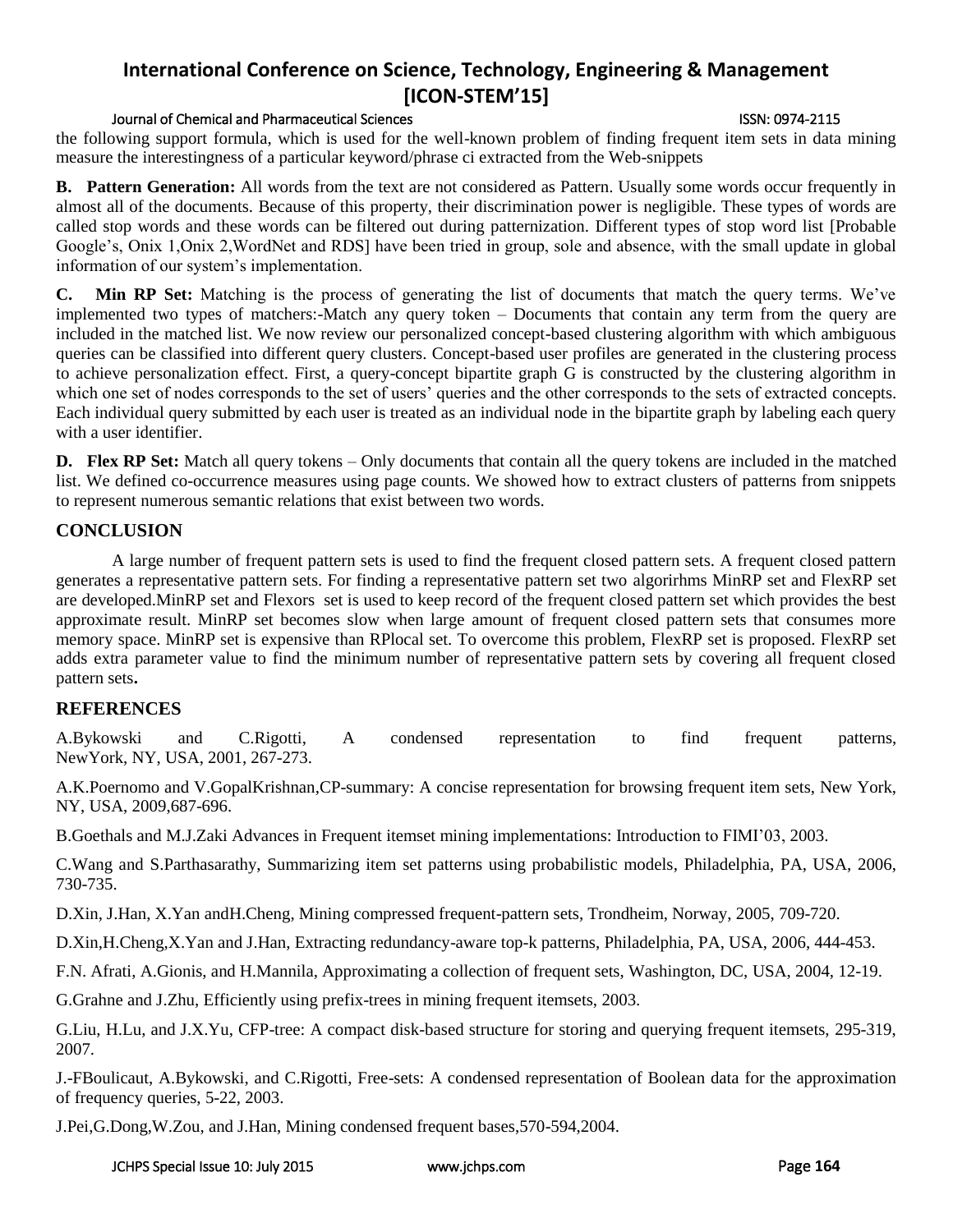the following support formula, which is used for the well-known problem of finding frequent item sets in data mining measure the interestingness of a particular keyword/phrase ci extracted from the Web-snippets

**B. Pattern Generation:** All words from the text are not considered as Pattern. Usually some words occur frequently in almost all of the documents. Because of this property, their discrimination power is negligible. These types of words are called stop words and these words can be filtered out during patternization. Different types of stop word list [Probable Google's, Onix 1,Onix 2,WordNet and RDS] have been tried in group, sole and absence, with the small update in global information of our system's implementation.

**C. Min RP Set:** Matching is the process of generating the list of documents that match the query terms. We've implemented two types of matchers:-Match any query token – Documents that contain any term from the query are included in the matched list. We now review our personalized concept-based clustering algorithm with which ambiguous queries can be classified into different query clusters. Concept-based user profiles are generated in the clustering process to achieve personalization effect. First, a query-concept bipartite graph G is constructed by the clustering algorithm in which one set of nodes corresponds to the set of users' queries and the other corresponds to the sets of extracted concepts. Each individual query submitted by each user is treated as an individual node in the bipartite graph by labeling each query with a user identifier.

**D. Flex RP Set:** Match all query tokens – Only documents that contain all the query tokens are included in the matched list. We defined co-occurrence measures using page counts. We showed how to extract clusters of patterns from snippets to represent numerous semantic relations that exist between two words.

## CONCLUSION

A large number of frequent pattern sets is used to find the frequent closed pattern sets. A frequent closed pattern generates a representative pattern sets. For finding a representative pattern set two algorirhms MinRP set and FlexRP set are developed.MinRP set and Flexors set is used to keep record of the frequent closed pattern set which provides the best approximate result. MinRP set becomes slow when large amount of frequent closed pattern sets that consumes more memory space. MinRP set is expensive than RPlocal set. To overcome this problem, FlexRP set is proposed. FlexRP set adds extra parameter value to find the minimum number of representative pattern sets by covering all frequent closed pattern sets**.**

## REFERENCES

A.Bykowski and C.Rigotti, A condensed representation to find frequent patterns, NewYork, NY, USA, 2001, 267-273.

A.K.Poernomo and V.GopalKrishnan,CP-summary: A concise representation for browsing frequent item sets, New York, NY, USA, 2009,687-696.

B.Goethals and M.J.Zaki Advances in Frequent itemset mining implementations: Introduction to FIMI'03, 2003.

C.Wang and S.Parthasarathy, Summarizing item set patterns using probabilistic models, Philadelphia, PA, USA, 2006, 730-735.

D.Xin, J.Han, X.Yan andH.Cheng, Mining compressed frequent-pattern sets, Trondheim, Norway, 2005, 709-720.

D.Xin,H.Cheng,X.Yan and J.Han, Extracting redundancy-aware top-k patterns, Philadelphia, PA, USA, 2006, 444-453.

F.N. Afrati, A.Gionis, and H.Mannila, Approximating a collection of frequent sets, Washington, DC, USA, 2004, 12-19.

G.Grahne and J.Zhu, Efficiently using prefix-trees in mining frequent itemsets, 2003.

G.Liu, H.Lu, and J.X.Yu, CFP-tree: A compact disk-based structure for storing and querying frequent itemsets, 295-319, 2007.

J.-FBoulicaut, A.Bykowski, and C.Rigotti, Free-sets: A condensed representation of Boolean data for the approximation of frequency queries, 5-22, 2003.

J.Pei,G.Dong,W.Zou, and J.Han, Mining condensed frequent bases,570-594,2004.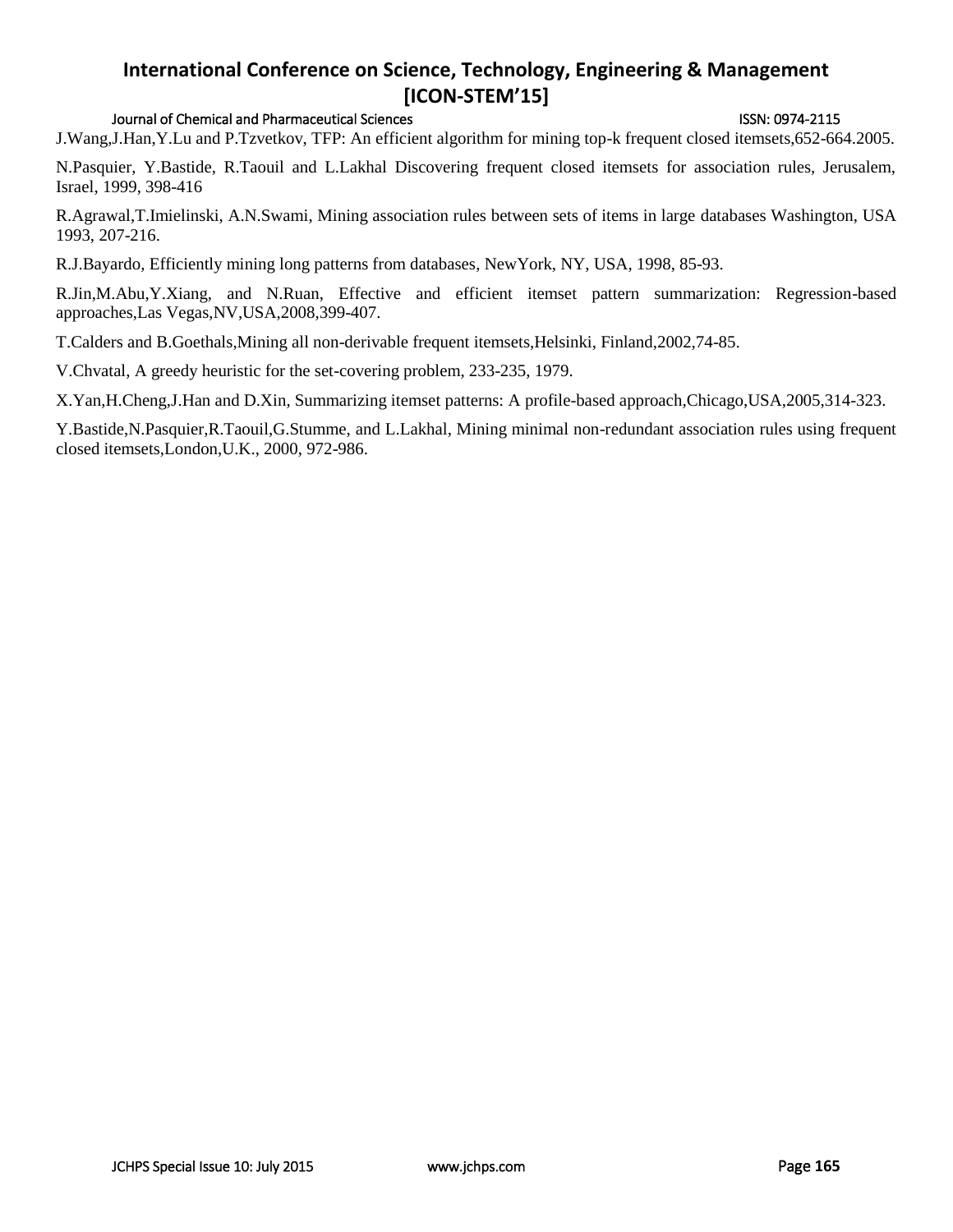J.Wang,J.Han,Y.Lu and P.Tzvetkov, TFP: An efficient algorithm for mining top-k frequent closed itemsets,652-664.2005.

N.Pasquier, Y.Bastide, R.Taouil and L.Lakhal Discovering frequent closed itemsets for association rules, Jerusalem, Israel, 1999, 398-416

R.Agrawal,T.Imielinski, A.N.Swami, Mining association rules between sets of items in large databases Washington, USA 1993, 207-216.

R.J.Bayardo, Efficiently mining long patterns from databases, NewYork, NY, USA, 1998, 85-93.

R.Jin,M.Abu,Y.Xiang, and N.Ruan, Effective and efficient itemset pattern summarization: Regression-based approaches,Las Vegas,NV,USA,2008,399-407.

T.Calders and B.Goethals,Mining all non-derivable frequent itemsets,Helsinki, Finland,2002,74-85.

V.Chvatal, A greedy heuristic for the set-covering problem, 233-235, 1979.

X.Yan,H.Cheng,J.Han and D.Xin, Summarizing itemset patterns: A profile-based approach,Chicago,USA,2005,314-323.

Y.Bastide,N.Pasquier,R.Taouil,G.Stumme, and L.Lakhal, Mining minimal non-redundant association rules using frequent closed itemsets,London,U.K., 2000, 972-986.